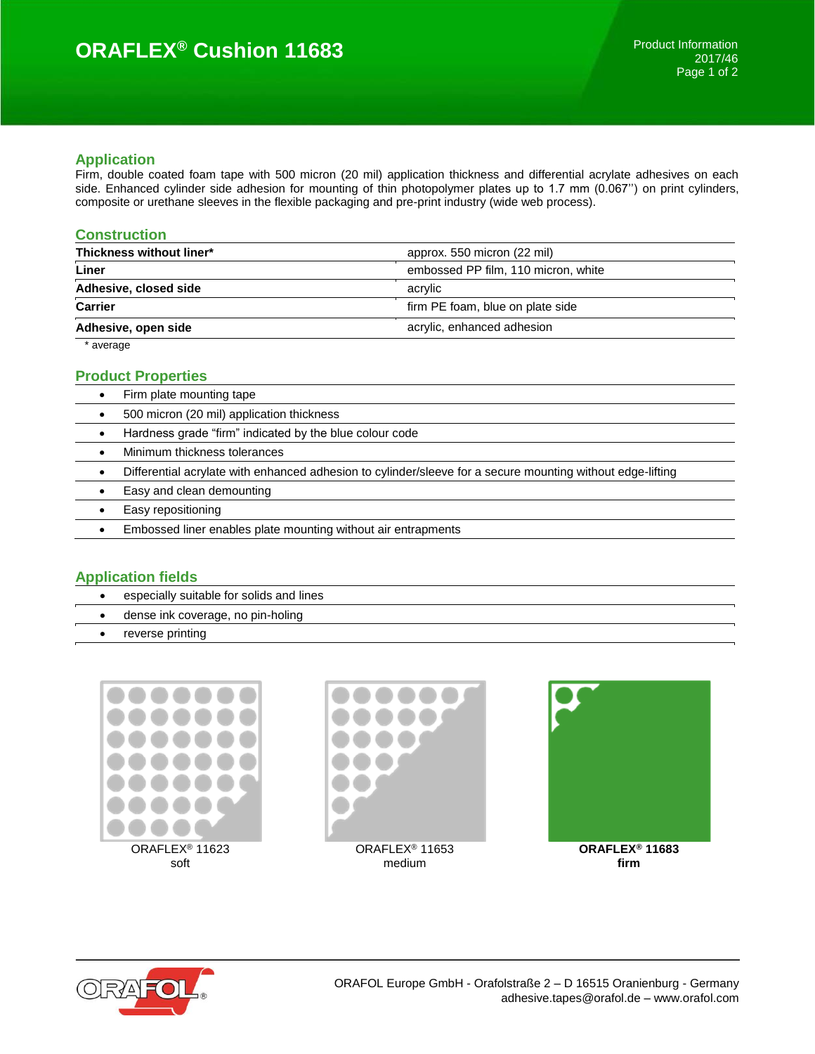# ORAFLEX® Cushion 11683

Product Information
2017/46

## Application

Firm, double coated foam tape with 500 micron (20 mil) application thickness and differential acrylate adhesives on each side. Enhanced cylinder side adhesion for mounting of thin photopolymer plates up to 1.7 mm (0.067'') on print cylinders, composite or urethane sleeves in the flexible packaging and pre-print industry (wide web process).

## Construction

| | |
|---|---|
| **Thickness without liner*** | approx. 550 micron (22 mil) |
| **Liner** | embossed PP film, 110 micron, white |
| **Adhesive, closed side** | acrylic |
| **Carrier** | firm PE foam, blue on plate side |
| **Adhesive, open side** | acrylic, enhanced adhesion |

* average

## Product Properties

- Firm plate mounting tape
- 500 micron (20 mil) application thickness
- Hardness grade "firm" indicated by the blue colour code
- Minimum thickness tolerances
- Differential acrylate with enhanced adhesion to cylinder/sleeve for a secure mounting without edge-lifting
- Easy and clean demounting
- Easy repositioning
- Embossed liner enables plate mounting without air entrapments

## Application fields

- especially suitable for solids and lines
- dense ink coverage, no pin-holing
- reverse printing

ORAFLEX® 11623
soft

ORAFLEX® 11653
medium

**ORAFLEX® 11683**
**firm**

ORAFOL Europe GmbH - Orafolstraße 2 – D 16515 Oranienburg - Germany
adhesive.tapes@orafol.de – www.orafol.com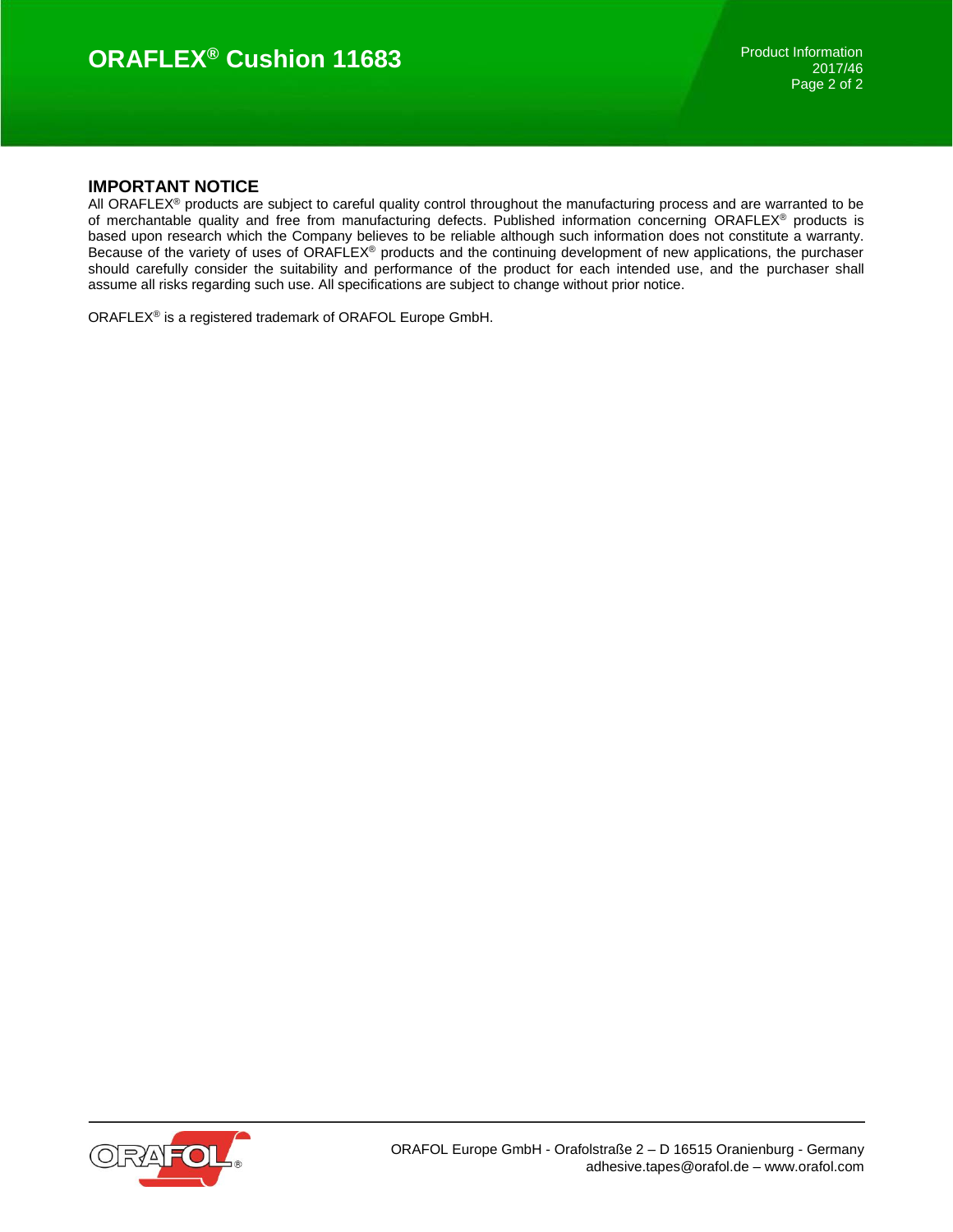## IMPORTANT NOTICE

All ORAFLEX® products are subject to careful quality control throughout the manufacturing process and are warranted to be of merchantable quality and free from manufacturing defects. Published information concerning ORAFLEX® products is based upon research which the Company believes to be reliable although such information does not constitute a warranty. Because of the variety of uses of ORAFLEX® products and the continuing development of new applications, the purchaser should carefully consider the suitability and performance of the product for each intended use, and the purchaser shall assume all risks regarding such use. All specifications are subject to change without prior notice.

ORAFLEX® is a registered trademark of ORAFOL Europe GmbH.